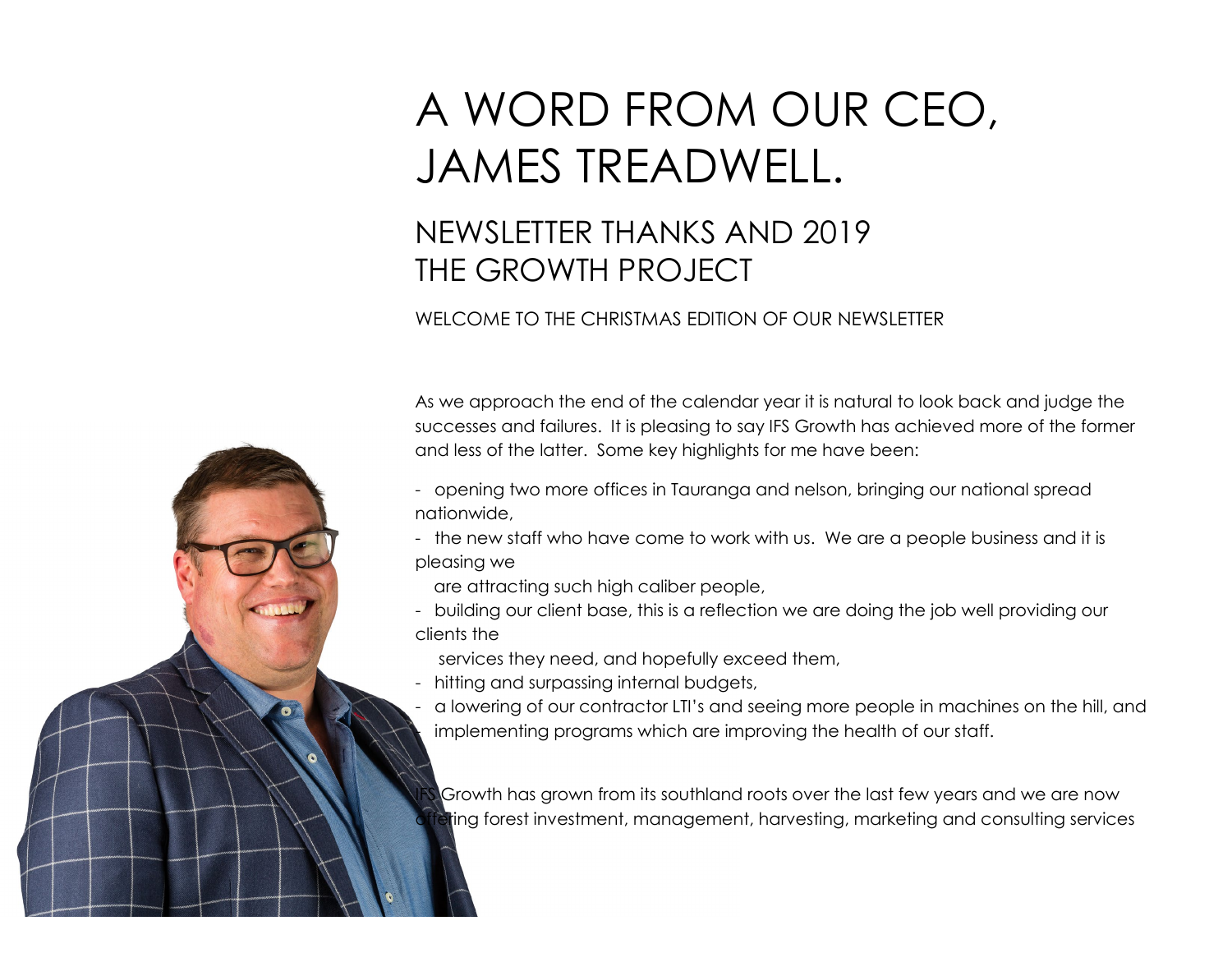# A WORD FROM OUR CEO, JAMES TREADWELL.

## NEWSLETTER THANKS AND 2019 THE GROWTH PROJECT

WELCOME TO THE CHRISTMAS EDITION OF OUR NEWSLETTER

As we approach the end of the calendar year it is natural to look back and judge the successes and failures. It is pleasing to say IFS Growth has achieved more of the former and less of the latter. Some key highlights for me have been:

- opening two more offices in Tauranga and nelson, bringing our national spread nationwide,
- the new staff who have come to work with us. We are a people business and it is pleasing we are attracting such high caliber people,
- building our client base, this is a reflection we are doing the job well providing our clients the services they need, and hopefully exceed them,
- hitting and surpassing internal budgets,
- a lowering of our contractor LTI's and seeing more people in machines on the hill, and
- implementing programs which are improving the health of our staff.

IFS Growth has grown from its southland roots over the last few years and we are now offering forest investment, management, harvesting, marketing and consulting services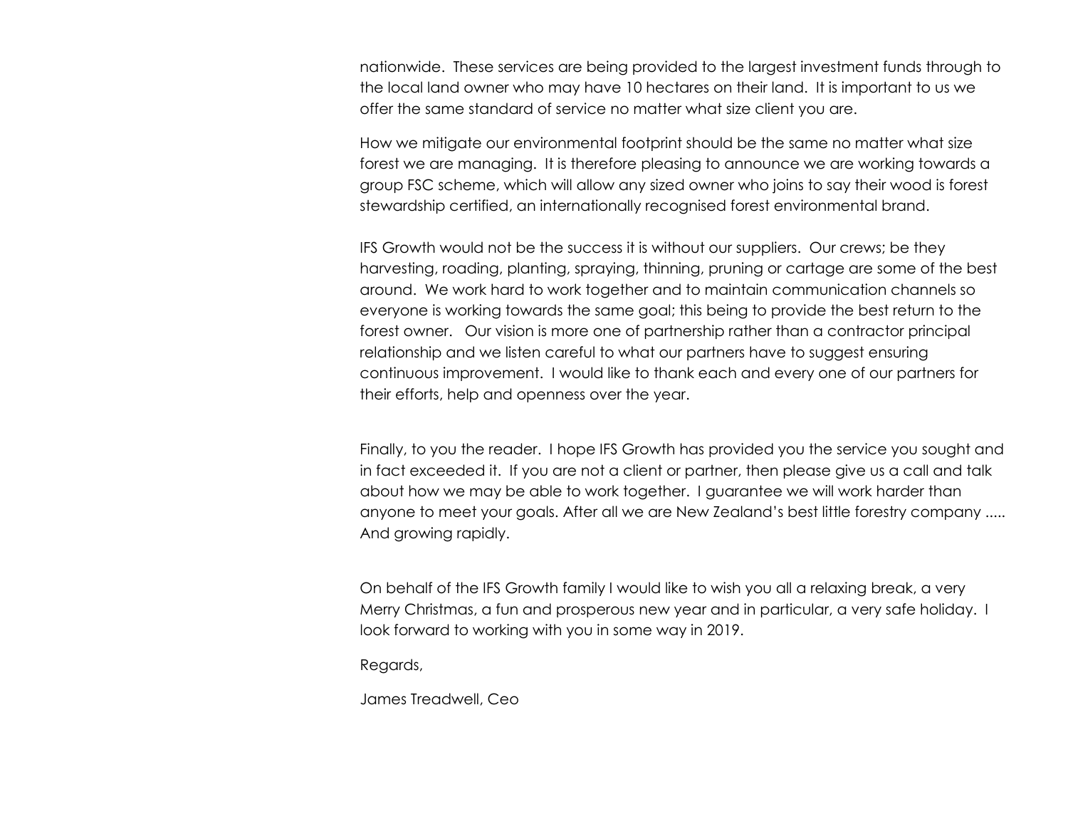nationwide. These services are being provided to the largest investment funds through to the local land owner who may have 10 hectares on their land. It is important to us we offer the same standard of service no matter what size client you are.

How we mitigate our environmental footprint should be the same no matter what size forest we are managing. It is therefore pleasing to announce we are working towards a group FSC scheme, which will allow any sized owner who joins to say their wood is forest stewardship certified, an internationally recognised forest environmental brand.

IFS Growth would not be the success it is without our suppliers. Our crews; be they harvesting, roading, planting, spraying, thinning, pruning or cartage are some of the best around. We work hard to work together and to maintain communication channels so everyone is working towards the same goal; this being to provide the best return to the forest owner. Our vision is more one of partnership rather than a contractor principal relationship and we listen careful to what our partners have to suggest ensuring continuous improvement. I would like to thank each and every one of our partners for their efforts, help and openness over the year.

Finally, to you the reader. I hope IFS Growth has provided you the service you sought and in fact exceeded it. If you are not a client or partner, then please give us a call and talk about how we may be able to work together. I guarantee we will work harder than anyone to meet your goals. After all we are New Zealand's best little forestry company ..... And growing rapidly.

On behalf of the IFS Growth family I would like to wish you all a relaxing break, a very Merry Christmas, a fun and prosperous new year and in particular, a very safe holiday. I look forward to working with you in some way in 2019.

Regards,

James Treadwell, Ceo